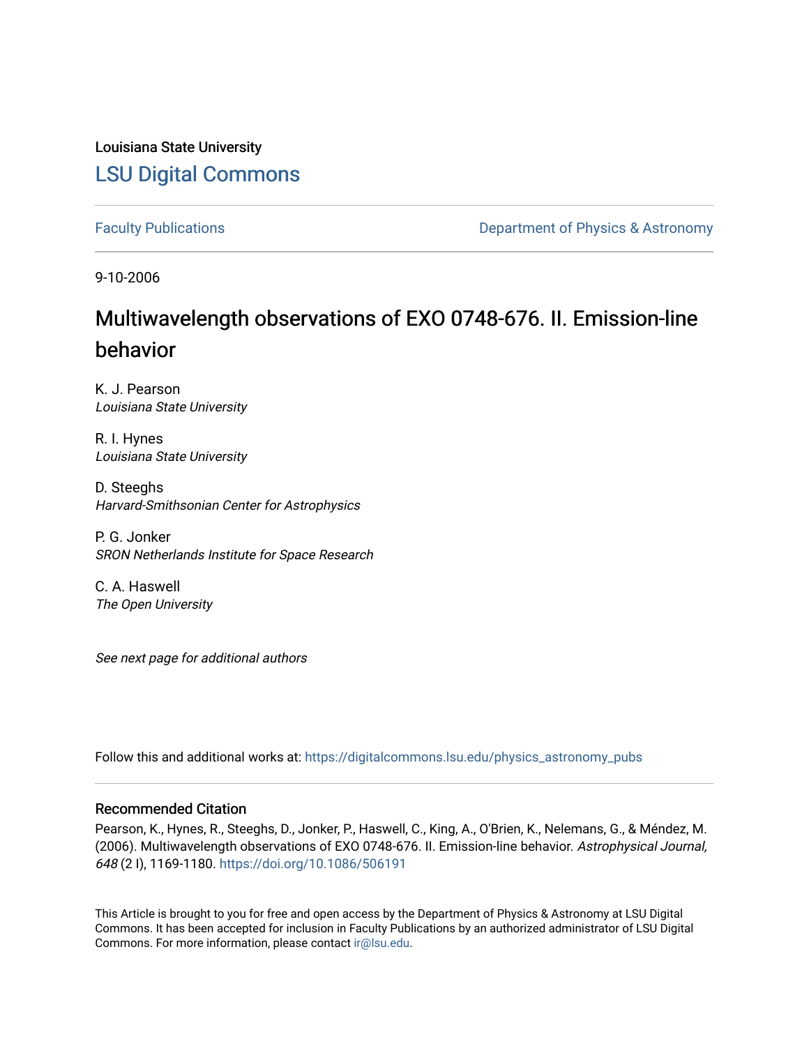Louisiana State University

## LSU Digital Commons

Faculty Publications

Department of Physics & Astronomy

9-10-2006

# Multiwavelength observations of EXO 0748-676. II. Emission-line behavior

K. J. Pearson
*Louisiana State University*

R. I. Hynes
*Louisiana State University*

D. Steeghs
*Harvard-Smithsonian Center for Astrophysics*

P. G. Jonker
*SRON Netherlands Institute for Space Research*

C. A. Haswell
*The Open University*

*See next page for additional authors*

Follow this and additional works at: https://digitalcommons.lsu.edu/physics_astronomy_pubs

### Recommended Citation

Pearson, K., Hynes, R., Steeghs, D., Jonker, P., Haswell, C., King, A., O'Brien, K., Nelemans, G., & Méndez, M. (2006). Multiwavelength observations of EXO 0748-676. II. Emission-line behavior. *Astrophysical Journal, 648* (2 I), 1169-1180. https://doi.org/10.1086/506191

This Article is brought to you for free and open access by the Department of Physics & Astronomy at LSU Digital Commons. It has been accepted for inclusion in Faculty Publications by an authorized administrator of LSU Digital Commons. For more information, please contact ir@lsu.edu.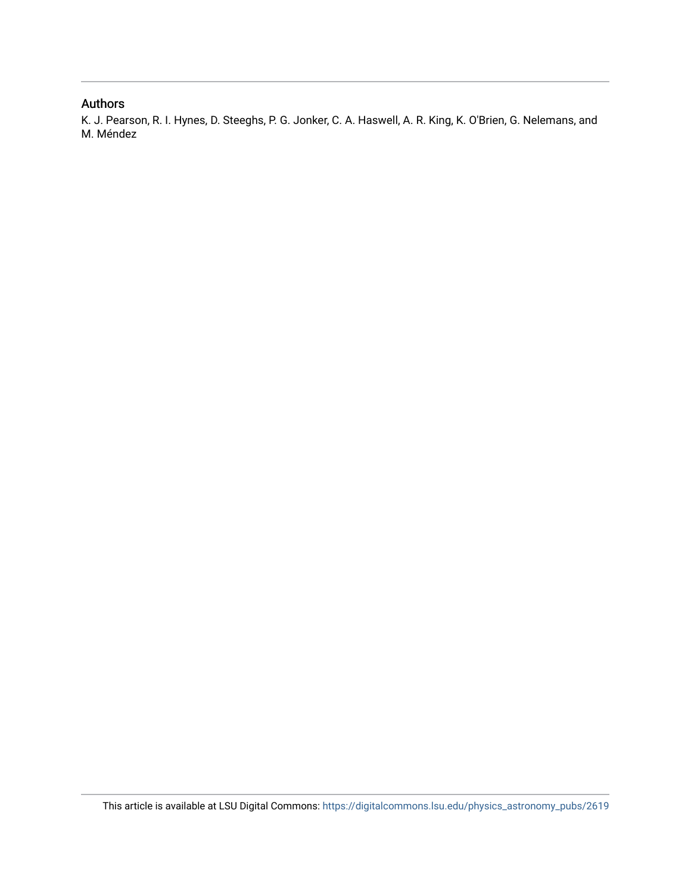## Authors

K. J. Pearson, R. I. Hynes, D. Steeghs, P. G. Jonker, C. A. Haswell, A. R. King, K. O'Brien, G. Nelemans, and M. Méndez

This article is available at LSU Digital Commons: https://digitalcommons.lsu.edu/physics_astronomy_pubs/2619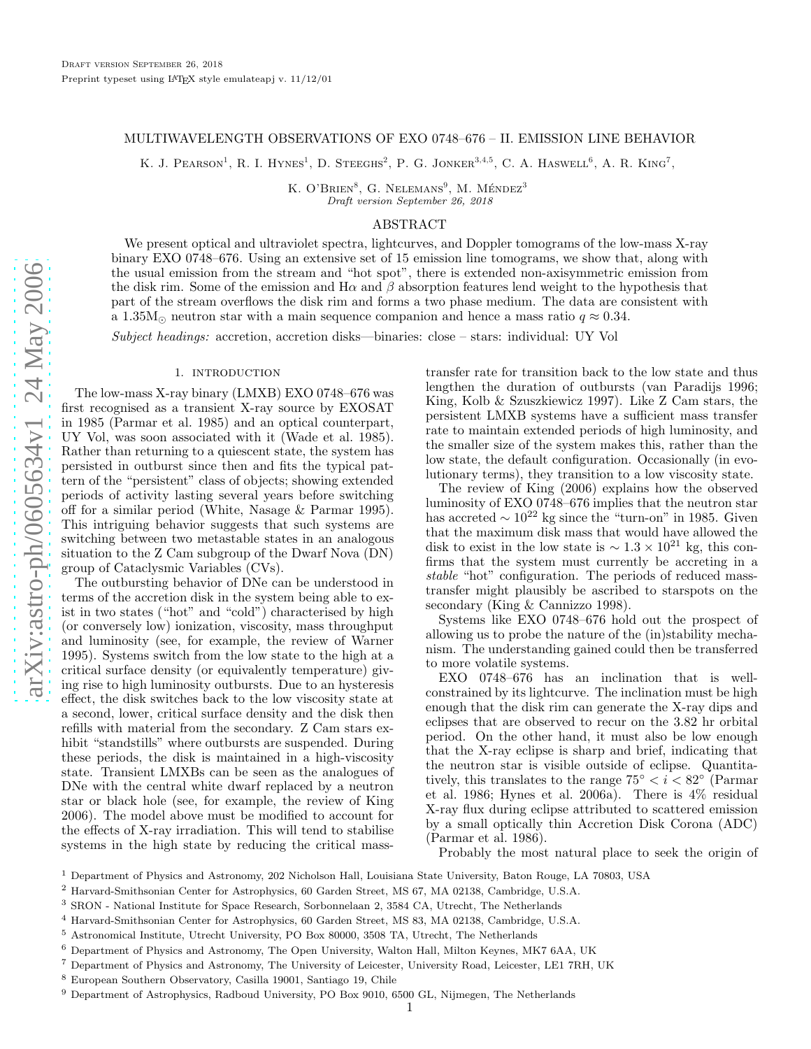# MULTIWAVELENGTH OBSERVATIONS OF EXO 0748–676 – II. EMISSION LINE BEHAVIOR

K. J. Pearson[1], R. I. Hynes[1], D. Steeghs[2], P. G. Jonker[3,4,5], C. A. Haswell[6], A. R. King[7],

K. O'Brien[8], G. Nelemans[9], M. Méndez[3]

*Draft version September 26, 2018*

## ABSTRACT

We present optical and ultraviolet spectra, lightcurves, and Doppler tomograms of the low-mass X-ray binary EXO 0748–676. Using an extensive set of 15 emission line tomograms, we show that, along with the usual emission from the stream and "hot spot", there is extended non-axisymmetric emission from the disk rim. Some of the emission and Hα and β absorption features lend weight to the hypothesis that part of the stream overflows the disk rim and forms a two phase medium. The data are consistent with a $1.35\mathrm{M}_{\odot}$ neutron star with a main sequence companion and hence a mass ratio $q \approx 0.34$.

*Subject headings:* accretion, accretion disks—binaries: close – stars: individual: UY Vol

## 1. INTRODUCTION

The low-mass X-ray binary (LMXB) EXO 0748–676 was first recognised as a transient X-ray source by EXOSAT in 1985 (Parmar et al. 1985) and an optical counterpart, UY Vol, was soon associated with it (Wade et al. 1985). Rather than returning to a quiescent state, the system has persisted in outburst since then and fits the typical pattern of the "persistent" class of objects; showing extended periods of activity lasting several years before switching off for a similar period (White, Nasage & Parmar 1995). This intriguing behavior suggests that such systems are switching between two metastable states in an analogous situation to the Z Cam subgroup of the Dwarf Nova (DN) group of Cataclysmic Variables (CVs).

The outbursting behavior of DNe can be understood in terms of the accretion disk in the system being able to exist in two states ("hot" and "cold") characterised by high (or conversely low) ionization, viscosity, mass throughput and luminosity (see, for example, the review of Warner 1995). Systems switch from the low state to the high at a critical surface density (or equivalently temperature) giving rise to high luminosity outbursts. Due to an hysteresis effect, the disk switches back to the low viscosity state at a second, lower, critical surface density and the disk then refills with material from the secondary. Z Cam stars exhibit "standstills" where outbursts are suspended. During these periods, the disk is maintained in a high-viscosity state. Transient LMXBs can be seen as the analogues of DNe with the central white dwarf replaced by a neutron star or black hole (see, for example, the review of King 2006). The model above must be modified to account for the effects of X-ray irradiation. This will tend to stabilise systems in the high state by reducing the critical mass-transfer rate for transition back to the low state and thus lengthen the duration of outbursts (van Paradijs 1996; King, Kolb & Szuszkiewicz 1997). Like Z Cam stars, the persistent LMXB systems have a sufficient mass transfer rate to maintain extended periods of high luminosity, and the smaller size of the system makes this, rather than the low state, the default configuration. Occasionally (in evolutionary terms), they transition to a low viscosity state.

The review of King (2006) explains how the observed luminosity of EXO 0748–676 implies that the neutron star has accreted $\sim 10^{22}$ kg since the "turn-on" in 1985. Given that the maximum disk mass that would have allowed the disk to exist in the low state is $\sim 1.3 \times 10^{21}$ kg, this confirms that the system must currently be accreting in a *stable* "hot" configuration. The periods of reduced mass-transfer might plausibly be ascribed to starspots on the secondary (King & Cannizzo 1998).

Systems like EXO 0748–676 hold out the prospect of allowing us to probe the nature of the (in)stability mechanism. The understanding gained could then be transferred to more volatile systems.

EXO 0748–676 has an inclination that is well-constrained by its lightcurve. The inclination must be high enough that the disk rim can generate the X-ray dips and eclipses that are observed to recur on the 3.82 hr orbital period. On the other hand, it must also be low enough that the X-ray eclipse is sharp and brief, indicating that the neutron star is visible outside of eclipse. Quantitatively, this translates to the range $75^{\circ} < i < 82^{\circ}$ (Parmar et al. 1986; Hynes et al. 2006a). There is 4% residual X-ray flux during eclipse attributed to scattered emission by a small optically thin Accretion Disk Corona (ADC) (Parmar et al. 1986).

Probably the most natural place to seek the origin of

---

[1] Department of Physics and Astronomy, 202 Nicholson Hall, Louisiana State University, Baton Rouge, LA 70803, USA

[2] Harvard-Smithsonian Center for Astrophysics, 60 Garden Street, MS 67, MA 02138, Cambridge, U.S.A.

[3] SRON - National Institute for Space Research, Sorbonnelaan 2, 3584 CA, Utrecht, The Netherlands

[4] Harvard-Smithsonian Center for Astrophysics, 60 Garden Street, MS 83, MA 02138, Cambridge, U.S.A.

[5] Astronomical Institute, Utrecht University, PO Box 80000, 3508 TA, Utrecht, The Netherlands

[6] Department of Physics and Astronomy, The Open University, Walton Hall, Milton Keynes, MK7 6AA, UK

[7] Department of Physics and Astronomy, The University of Leicester, University Road, Leicester, LE1 7RH, UK

[8] European Southern Observatory, Casilla 19001, Santiago 19, Chile

[9] Department of Astrophysics, Radboud University, PO Box 9010, 6500 GL, Nijmegen, The Netherlands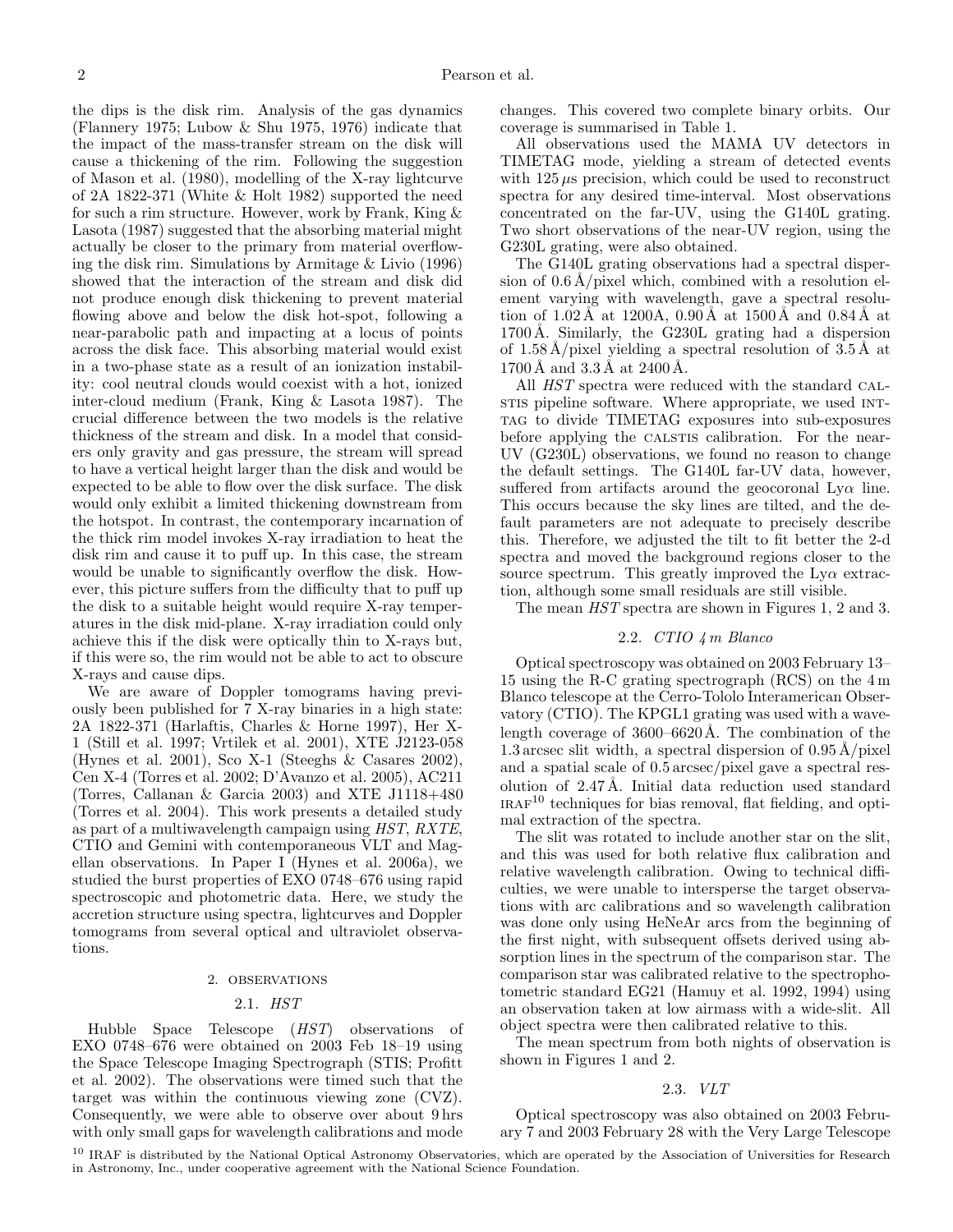the dips is the disk rim. Analysis of the gas dynamics (Flannery 1975; Lubow & Shu 1975, 1976) indicate that the impact of the mass-transfer stream on the disk will cause a thickening of the rim. Following the suggestion of Mason et al. (1980), modelling of the X-ray lightcurve of 2A 1822-371 (White & Holt 1982) supported the need for such a rim structure. However, work by Frank, King & Lasota (1987) suggested that the absorbing material might actually be closer to the primary from material overflowing the disk rim. Simulations by Armitage & Livio (1996) showed that the interaction of the stream and disk did not produce enough disk thickening to prevent material flowing above and below the disk hot-spot, following a near-parabolic path and impacting at a locus of points across the disk face. This absorbing material would exist in a two-phase state as a result of an ionization instability: cool neutral clouds would coexist with a hot, ionized inter-cloud medium (Frank, King & Lasota 1987). The crucial difference between the two models is the relative thickness of the stream and disk. In a model that considers only gravity and gas pressure, the stream will spread to have a vertical height larger than the disk and would be expected to be able to flow over the disk surface. The disk would only exhibit a limited thickening downstream from the hotspot. In contrast, the contemporary incarnation of the thick rim model invokes X-ray irradiation to heat the disk rim and cause it to puff up. In this case, the stream would be unable to significantly overflow the disk. However, this picture suffers from the difficulty that to puff up the disk to a suitable height would require X-ray temperatures in the disk mid-plane. X-ray irradiation could only achieve this if the disk were optically thin to X-rays but, if this were so, the rim would not be able to act to obscure X-rays and cause dips.

We are aware of Doppler tomograms having previously been published for 7 X-ray binaries in a high state: 2A 1822-371 (Harlaftis, Charles & Horne 1997), Her X-1 (Still et al. 1997; Vrtilek et al. 2001), XTE J2123-058 (Hynes et al. 2001), Sco X-1 (Steeghs & Casares 2002), Cen X-4 (Torres et al. 2002; D'Avanzo et al. 2005), AC211 (Torres, Callanan & Garcia 2003) and XTE J1118+480 (Torres et al. 2004). This work presents a detailed study as part of a multiwavelength campaign using *HST*, *RXTE*, CTIO and Gemini with contemporaneous VLT and Magellan observations. In Paper I (Hynes et al. 2006a), we studied the burst properties of EXO 0748–676 using rapid spectroscopic and photometric data. Here, we study the accretion structure using spectra, lightcurves and Doppler tomograms from several optical and ultraviolet observations.

## 2. OBSERVATIONS

### 2.1. *HST*

Hubble Space Telescope (*HST*) observations of EXO 0748–676 were obtained on 2003 Feb 18–19 using the Space Telescope Imaging Spectrograph (STIS; Profitt et al. 2002). The observations were timed such that the target was within the continuous viewing zone (CVZ). Consequently, we were able to observe over about 9 hrs with only small gaps for wavelength calibrations and mode changes. This covered two complete binary orbits. Our coverage is summarised in Table 1.

All observations used the MAMA UV detectors in TIMETAG mode, yielding a stream of detected events with 125 $\mu$s precision, which could be used to reconstruct spectra for any desired time-interval. Most observations concentrated on the far-UV, using the G140L grating. Two short observations of the near-UV region, using the G230L grating, were also obtained.

The G140L grating observations had a spectral dispersion of 0.6 Å/pixel which, combined with a resolution element varying with wavelength, gave a spectral resolution of 1.02 Å at 1200A, 0.90 Å at 1500 Å and 0.84 Å at 1700 Å. Similarly, the G230L grating had a dispersion of 1.58 Å/pixel yielding a spectral resolution of 3.5 Å at 1700 Å and 3.3 Å at 2400 Å.

All *HST* spectra were reduced with the standard CALSTIS pipeline software. Where appropriate, we used INTTAG to divide TIMETAG exposures into sub-exposures before applying the CALSTIS calibration. For the near-UV (G230L) observations, we found no reason to change the default settings. The G140L far-UV data, however, suffered from artifacts around the geocoronal Ly$\alpha$ line. This occurs because the sky lines are tilted, and the default parameters are not adequate to precisely describe this. Therefore, we adjusted the tilt to fit better the 2-d spectra and moved the background regions closer to the source spectrum. This greatly improved the Ly$\alpha$ extraction, although some small residuals are still visible.

The mean *HST* spectra are shown in Figures 1, 2 and 3.

### 2.2. *CTIO 4 m Blanco*

Optical spectroscopy was obtained on 2003 February 13–15 using the R-C grating spectrograph (RCS) on the 4 m Blanco telescope at the Cerro-Tololo Interamerican Observatory (CTIO). The KPGL1 grating was used with a wavelength coverage of 3600–6620 Å. The combination of the 1.3 arcsec slit width, a spectral dispersion of 0.95 Å/pixel and a spatial scale of 0.5 arcsec/pixel gave a spectral resolution of 2.47 Å. Initial data reduction used standard IRAF[10] techniques for bias removal, flat fielding, and optimal extraction of the spectra.

The slit was rotated to include another star on the slit, and this was used for both relative flux calibration and relative wavelength calibration. Owing to technical difficulties, we were unable to intersperse the target observations with arc calibrations and so wavelength calibration was done only using HeNeAr arcs from the beginning of the first night, with subsequent offsets derived using absorption lines in the spectrum of the comparison star. The comparison star was calibrated relative to the spectrophotometric standard EG21 (Hamuy et al. 1992, 1994) using an observation taken at low airmass with a wide-slit. All object spectra were then calibrated relative to this.

The mean spectrum from both nights of observation is shown in Figures 1 and 2.

### 2.3. *VLT*

Optical spectroscopy was also obtained on 2003 February 7 and 2003 February 28 with the Very Large Telescope

[10] IRAF is distributed by the National Optical Astronomy Observatories, which are operated by the Association of Universities for Research in Astronomy, Inc., under cooperative agreement with the National Science Foundation.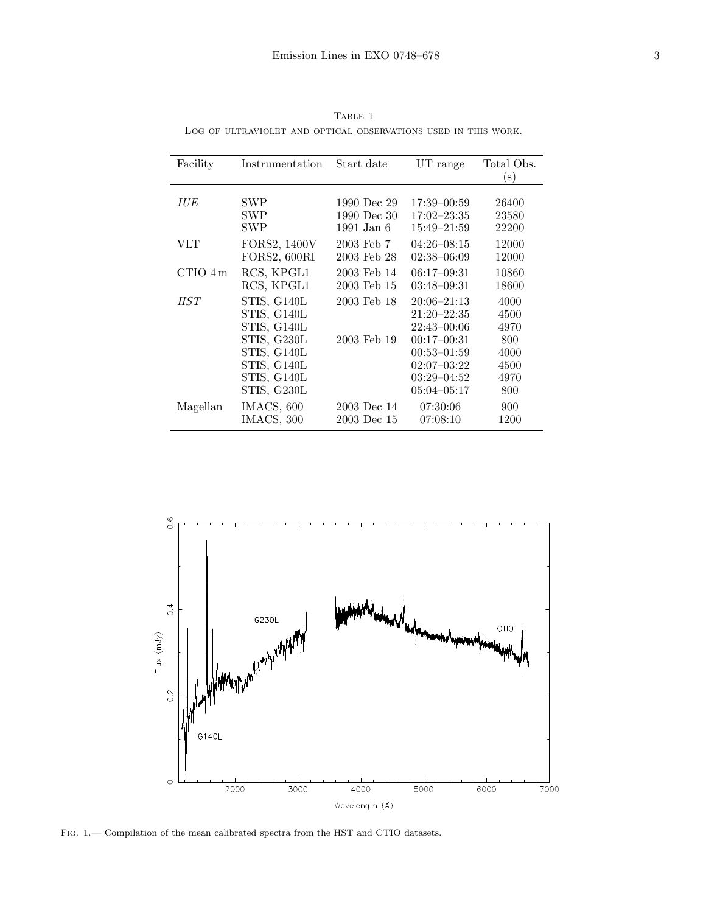Table 1

Log of ultraviolet and optical observations used in this work.

| Facility | Instrumentation | Start date | UT range | Total Obs. (s) |
|---|---|---|---|---|
| *IUE* | SWP | 1990 Dec 29 | 17:39–00:59 | 26400 |
| | SWP | 1990 Dec 30 | 17:02–23:35 | 23580 |
| | SWP | 1991 Jan 6 | 15:49–21:59 | 22200 |
| VLT | FORS2, 1400V | 2003 Feb 7 | 04:26–08:15 | 12000 |
| | FORS2, 600RI | 2003 Feb 28 | 02:38–06:09 | 12000 |
| CTIO 4 m | RCS, KPGL1 | 2003 Feb 14 | 06:17–09:31 | 10860 |
| | RCS, KPGL1 | 2003 Feb 15 | 03:48–09:31 | 18600 |
| *HST* | STIS, G140L | 2003 Feb 18 | 20:06–21:13 | 4000 |
| | STIS, G140L | | 21:20–22:35 | 4500 |
| | STIS, G140L | | 22:43–00:06 | 4970 |
| | STIS, G230L | 2003 Feb 19 | 00:17–00:31 | 800 |
| | STIS, G140L | | 00:53–01:59 | 4000 |
| | STIS, G140L | | 02:07–03:22 | 4500 |
| | STIS, G140L | | 03:29–04:52 | 4970 |
| | STIS, G230L | | 05:04–05:17 | 800 |
| Magellan | IMACS, 600 | 2003 Dec 14 | 07:30:06 | 900 |
| | IMACS, 300 | 2003 Dec 15 | 07:08:10 | 1200 |

Fig. 1.— Compilation of the mean calibrated spectra from the HST and CTIO datasets.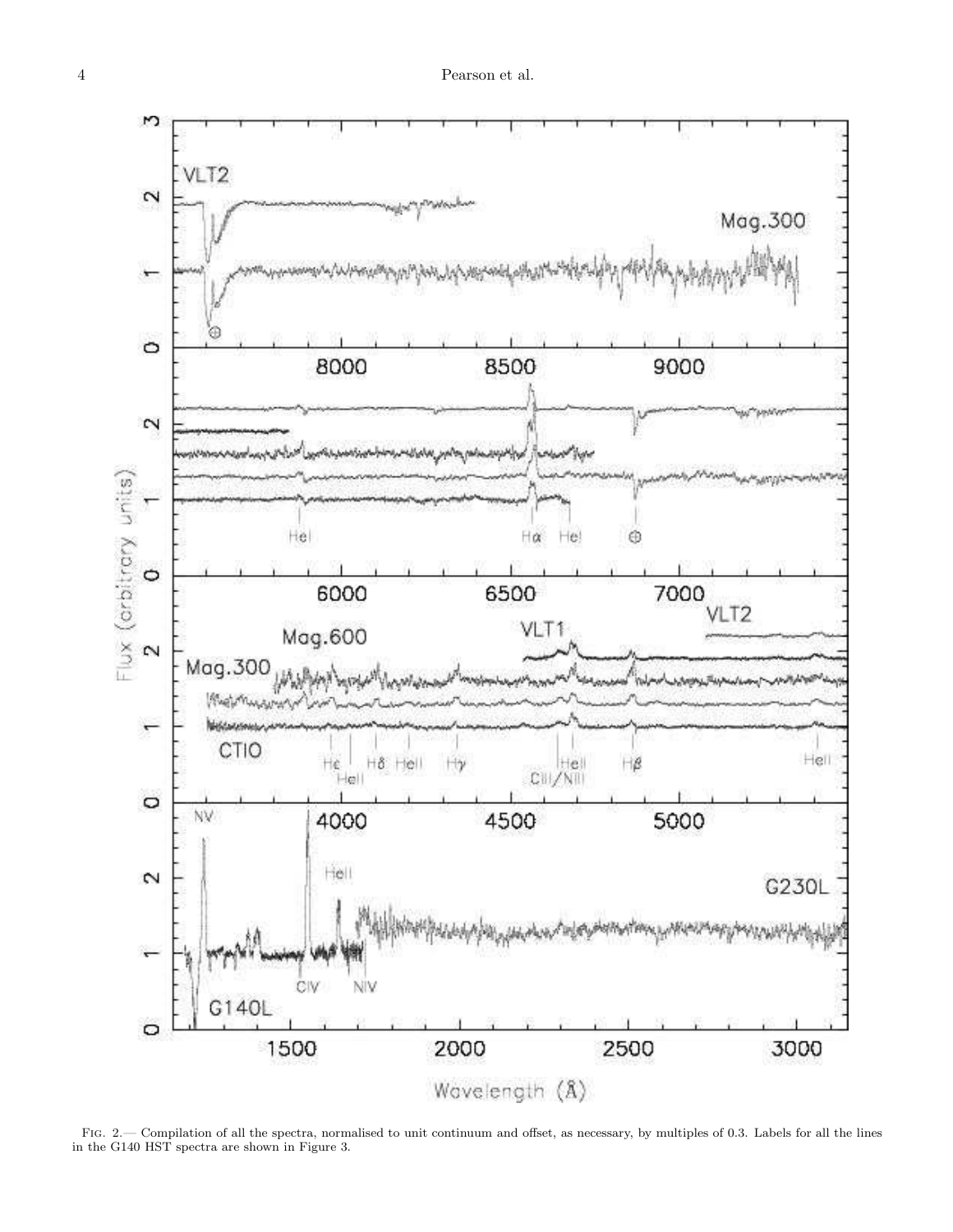FIG. 2.— Compilation of all the spectra, normalised to unit continuum and offset, as necessary, by multiples of 0.3. Labels for all the lines in the G140 HST spectra are shown in Figure 3.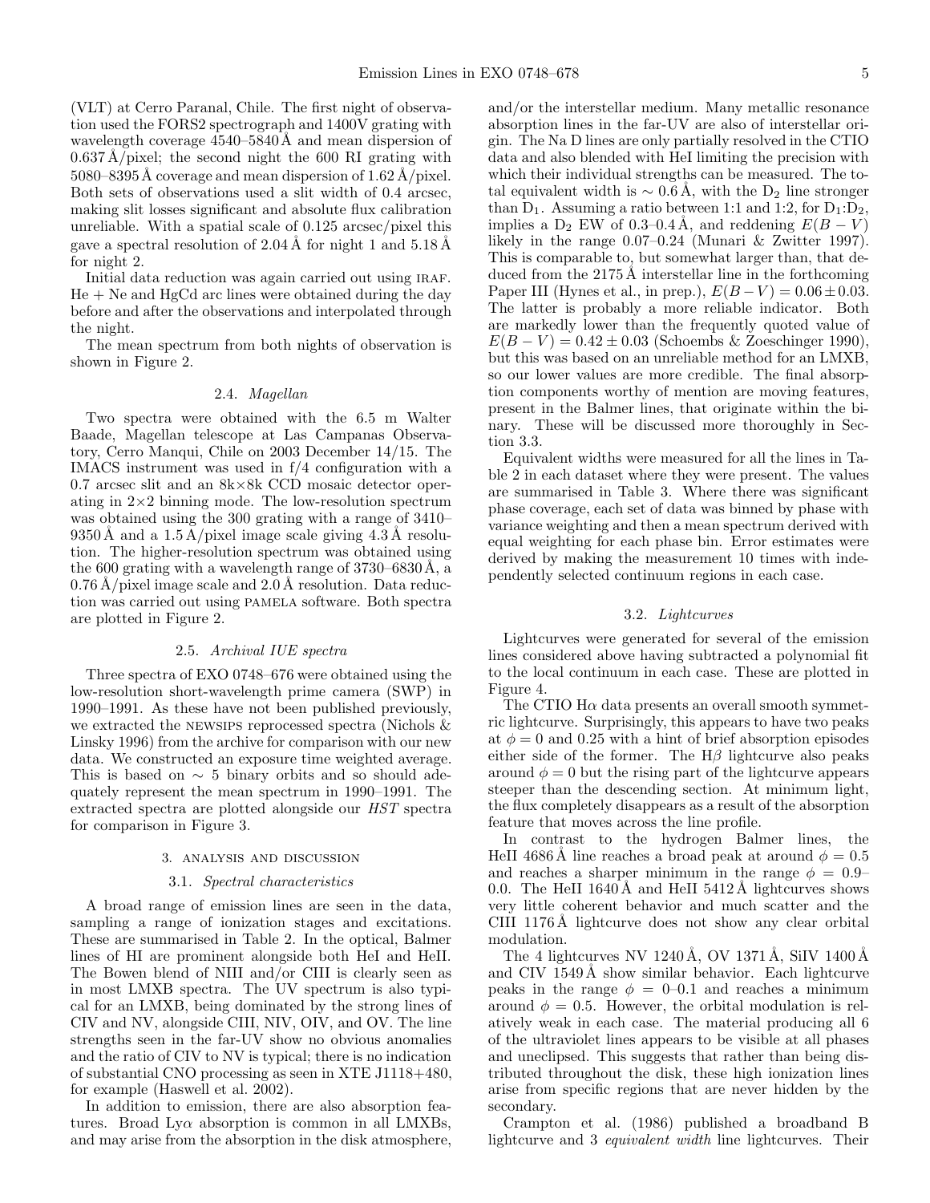(VLT) at Cerro Paranal, Chile. The first night of observation used the FORS2 spectrograph and 1400V grating with wavelength coverage 4540–5840 Å and mean dispersion of 0.637 Å/pixel; the second night the 600 RI grating with 5080–8395 Å coverage and mean dispersion of 1.62 Å/pixel. Both sets of observations used a slit width of 0.4 arcsec, making slit losses significant and absolute flux calibration unreliable. With a spatial scale of 0.125 arcsec/pixel this gave a spectral resolution of 2.04 Å for night 1 and 5.18 Å for night 2.

Initial data reduction was again carried out using IRAF. He + Ne and HgCd arc lines were obtained during the day before and after the observations and interpolated through the night.

The mean spectrum from both nights of observation is shown in Figure 2.

### 2.4. *Magellan*

Two spectra were obtained with the 6.5 m Walter Baade, Magellan telescope at Las Campanas Observatory, Cerro Manqui, Chile on 2003 December 14/15. The IMACS instrument was used in f/4 configuration with a 0.7 arcsec slit and an 8k×8k CCD mosaic detector operating in 2×2 binning mode. The low-resolution spectrum was obtained using the 300 grating with a range of 3410–9350 Å and a 1.5 Å/pixel image scale giving 4.3 Å resolution. The higher-resolution spectrum was obtained using the 600 grating with a wavelength range of 3730–6830 Å, a 0.76 Å/pixel image scale and 2.0 Å resolution. Data reduction was carried out using PAMELA software. Both spectra are plotted in Figure 2.

### 2.5. *Archival IUE spectra*

Three spectra of EXO 0748–676 were obtained using the low-resolution short-wavelength prime camera (SWP) in 1990–1991. As these have not been published previously, we extracted the NEWSIPS reprocessed spectra (Nichols & Linsky 1996) from the archive for comparison with our new data. We constructed an exposure time weighted average. This is based on ∼ 5 binary orbits and so should adequately represent the mean spectrum in 1990–1991. The extracted spectra are plotted alongside our *HST* spectra for comparison in Figure 3.

## 3. ANALYSIS AND DISCUSSION

### 3.1. *Spectral characteristics*

A broad range of emission lines are seen in the data, sampling a range of ionization stages and excitations. These are summarised in Table 2. In the optical, Balmer lines of HI are prominent alongside both HeI and HeII. The Bowen blend of NIII and/or CIII is clearly seen as in most LMXB spectra. The UV spectrum is also typical for an LMXB, being dominated by the strong lines of CIV and NV, alongside CIII, NIV, OIV, and OV. The line strengths seen in the far-UV show no obvious anomalies and the ratio of CIV to NV is typical; there is no indication of substantial CNO processing as seen in XTE J1118+480, for example (Haswell et al. 2002).

In addition to emission, there are also absorption features. Broad Ly$\alpha$ absorption is common in all LMXBs, and may arise from the absorption in the disk atmosphere, and/or the interstellar medium. Many metallic resonance absorption lines in the far-UV are also of interstellar origin. The Na D lines are only partially resolved in the CTIO data and also blended with HeI limiting the precision with which their individual strengths can be measured. The total equivalent width is ∼ 0.6 Å, with the $D_2$ line stronger than $D_1$. Assuming a ratio between 1:1 and 1:2, for $D_1$:$D_2$, implies a $D_2$ EW of 0.3–0.4 Å, and reddening $E(B-V)$ likely in the range 0.07–0.24 (Munari & Zwitter 1997). This is comparable to, but somewhat larger than, that deduced from the 2175 Å interstellar line in the forthcoming Paper III (Hynes et al., in prep.), $E(B-V) = 0.06 \pm 0.03$. The latter is probably a more reliable indicator. Both are markedly lower than the frequently quoted value of $E(B-V) = 0.42 \pm 0.03$ (Schoembs & Zoeschinger 1990), but this was based on an unreliable method for an LMXB, so our lower values are more credible. The final absorption components worthy of mention are moving features, present in the Balmer lines, that originate within the binary. These will be discussed more thoroughly in Section 3.3.

Equivalent widths were measured for all the lines in Table 2 in each dataset where they were present. The values are summarised in Table 3. Where there was significant phase coverage, each set of data was binned by phase with variance weighting and then a mean spectrum derived with equal weighting for each phase bin. Error estimates were derived by making the measurement 10 times with independently selected continuum regions in each case.

### 3.2. *Lightcurves*

Lightcurves were generated for several of the emission lines considered above having subtracted a polynomial fit to the local continuum in each case. These are plotted in Figure 4.

The CTIO H$\alpha$ data presents an overall smooth symmetric lightcurve. Surprisingly, this appears to have two peaks at $\phi = 0$ and 0.25 with a hint of brief absorption episodes either side of the former. The H$\beta$ lightcurve also peaks around $\phi = 0$ but the rising part of the lightcurve appears steeper than the descending section. At minimum light, the flux completely disappears as a result of the absorption feature that moves across the line profile.

In contrast to the hydrogen Balmer lines, the HeII 4686 Å line reaches a broad peak at around $\phi = 0.5$ and reaches a sharper minimum in the range $\phi =$ 0.9–0.0. The HeII 1640 Å and HeII 5412 Å lightcurves shows very little coherent behavior and much scatter and the CIII 1176 Å lightcurve does not show any clear orbital modulation.

The 4 lightcurves NV 1240 Å, OV 1371 Å, SiIV 1400 Å and CIV 1549 Å show similar behavior. Each lightcurve peaks in the range $\phi =$ 0–0.1 and reaches a minimum around $\phi = 0.5$. However, the orbital modulation is relatively weak in each case. The material producing all 6 of the ultraviolet lines appears to be visible at all phases and uneclipsed. This suggests that rather than being distributed throughout the disk, these high ionization lines arise from specific regions that are never hidden by the secondary.

Crampton et al. (1986) published a broadband B lightcurve and 3 *equivalent width* line lightcurves. Their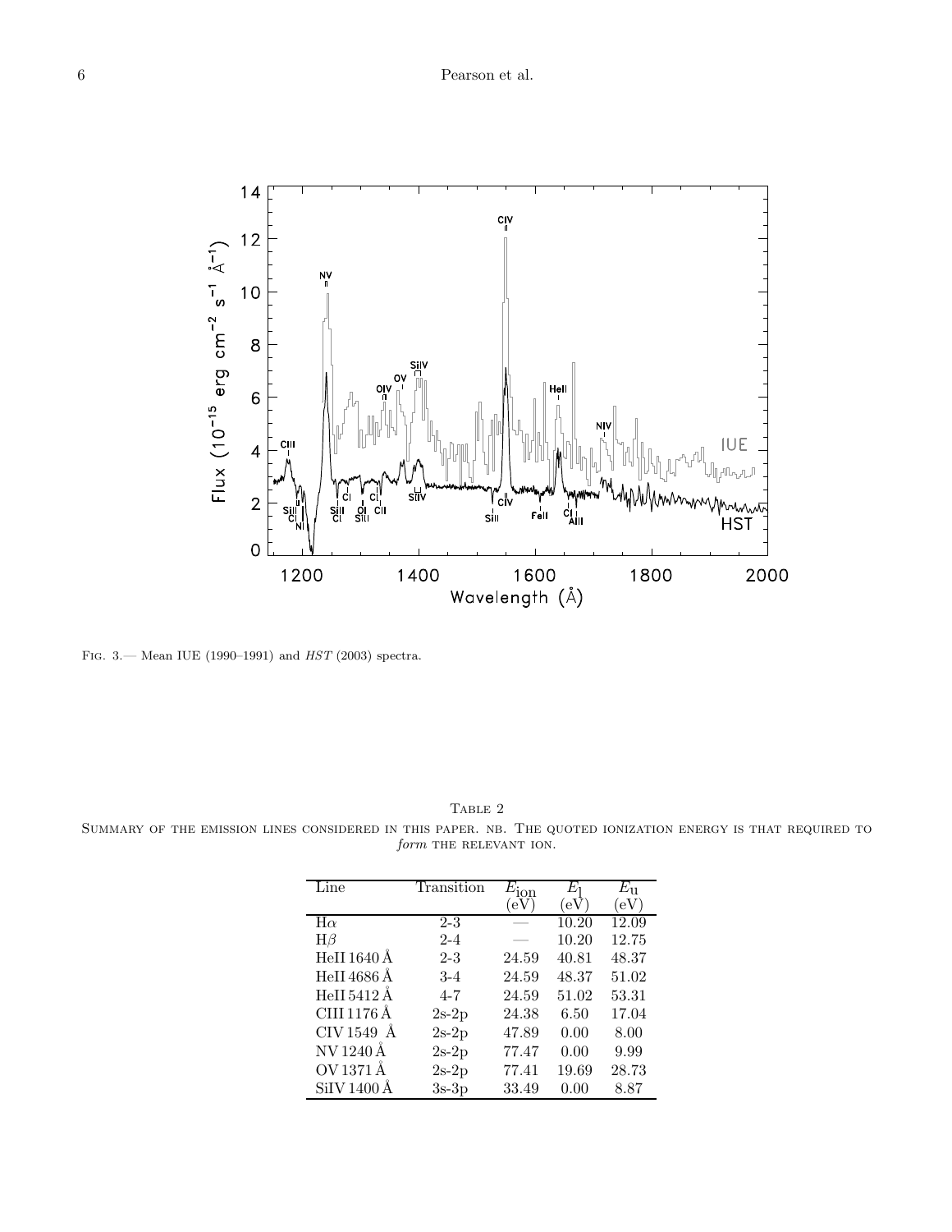FIG. 3.— Mean IUE (1990–1991) and *HST* (2003) spectra.

TABLE 2

SUMMARY OF THE EMISSION LINES CONSIDERED IN THIS PAPER. NB. THE QUOTED IONIZATION ENERGY IS THAT REQUIRED TO *form* THE RELEVANT ION.

| Line | Transition | $E_{\rm ion}$ (eV) | $E_{\rm l}$ (eV) | $E_{\rm u}$ (eV) |
|---|---|---|---|---|
| H$\alpha$ | 2-3 | — | 10.20 | 12.09 |
| H$\beta$ | 2-4 | — | 10.20 | 12.75 |
| HeII 1640 Å | 2-3 | 24.59 | 40.81 | 48.37 |
| HeII 4686 Å | 3-4 | 24.59 | 48.37 | 51.02 |
| HeII 5412 Å | 4-7 | 24.59 | 51.02 | 53.31 |
| CIII 1176 Å | 2s-2p | 24.38 | 6.50 | 17.04 |
| CIV 1549 Å | 2s-2p | 47.89 | 0.00 | 8.00 |
| NV 1240 Å | 2s-2p | 77.47 | 0.00 | 9.99 |
| OV 1371 Å | 2s-2p | 77.41 | 19.69 | 28.73 |
| SiIV 1400 Å | 3s-3p | 33.49 | 0.00 | 8.87 |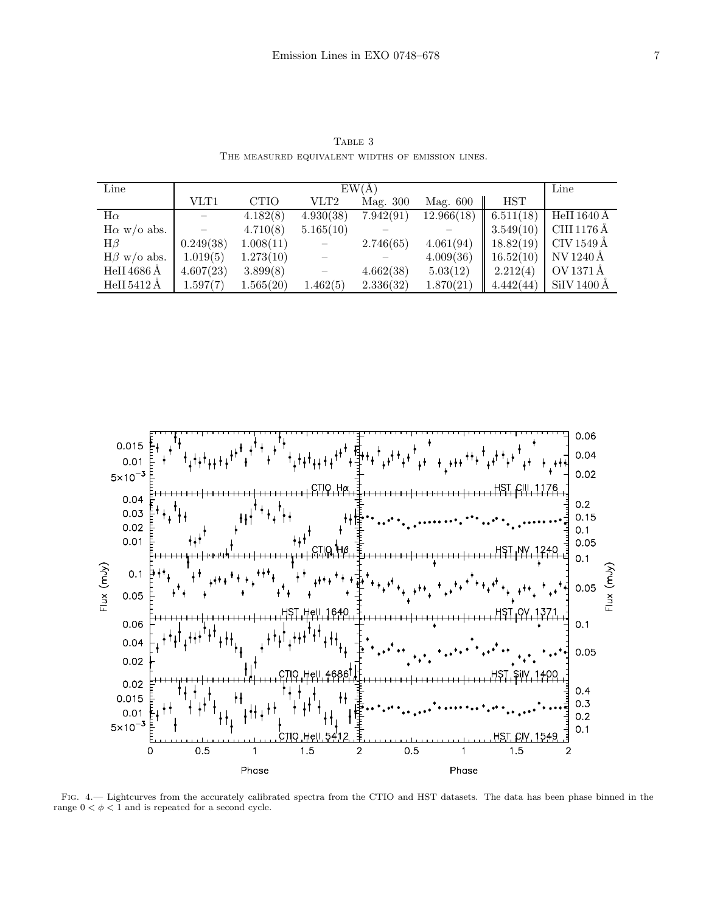Table 3
The measured equivalent widths of emission lines.

| Line | EW(Å) | | | | | | Line |
|---|---|---|---|---|---|---|---|
| | VLT1 | CTIO | VLT2 | Mag. 300 | Mag. 600 | HST | |
| Hα | – | 4.182(8) | 4.930(38) | 7.942(91) | 12.966(18) | 6.511(18) | HeII 1640 Å |
| Hα w/o abs. | – | 4.710(8) | 5.165(10) | – | – | 3.549(10) | CIII 1176 Å |
| Hβ | 0.249(38) | 1.008(11) | – | 2.746(65) | 4.061(94) | 18.82(19) | CIV 1549 Å |
| Hβ w/o abs. | 1.019(5) | 1.273(10) | – | – | 4.009(36) | 16.52(10) | NV 1240 Å |
| HeII 4686 Å | 4.607(23) | 3.899(8) | – | 4.662(38) | 5.03(12) | 2.212(4) | OV 1371 Å |
| HeII 5412 Å | 1.597(7) | 1.565(20) | 1.462(5) | 2.336(32) | 1.870(21) | 4.442(44) | SiIV 1400 Å |

Fig. 4.— Lightcurves from the accurately calibrated spectra from the CTIO and HST datasets. The data has been phase binned in the range $0 < \phi < 1$ and is repeated for a second cycle.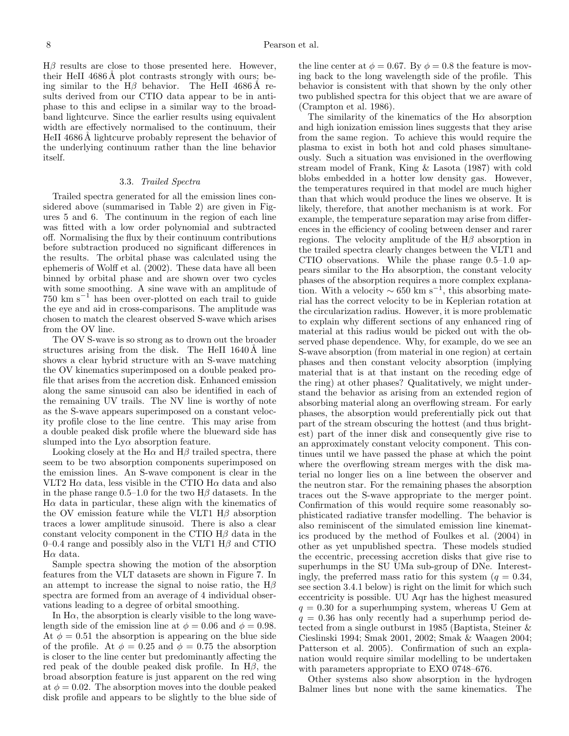H$\beta$ results are close to those presented here. However, their HeII 4686 Å plot contrasts strongly with ours; being similar to the H$\beta$ behavior. The HeII 4686 Å results derived from our CTIO data appear to be in antiphase to this and eclipse in a similar way to the broadband lightcurve. Since the earlier results using equivalent width are effectively normalised to the continuum, their HeII 4686 Å lightcurve probably represent the behavior of the underlying continuum rather than the line behavior itself.

### 3.3. *Trailed Spectra*

Trailed spectra generated for all the emission lines considered above (summarised in Table 2) are given in Figures 5 and 6. The continuum in the region of each line was fitted with a low order polynomial and subtracted off. Normalising the flux by their continuum contributions before subtraction produced no significant differences in the results. The orbital phase was calculated using the ephemeris of Wolff et al. (2002). These data have all been binned by orbital phase and are shown over two cycles with some smoothing. A sine wave with an amplitude of 750 km s$^{-1}$ has been over-plotted on each trail to guide the eye and aid in cross-comparisons. The amplitude was chosen to match the clearest observed S-wave which arises from the OV line.

The OV S-wave is so strong as to drown out the broader structures arising from the disk. The HeII 1640 Å line shows a clear hybrid structure with an S-wave matching the OV kinematics superimposed on a double peaked profile that arises from the accretion disk. Enhanced emission along the same sinusoid can also be identified in each of the remaining UV trails. The NV line is worthy of note as the S-wave appears superimposed on a constant velocity profile close to the line centre. This may arise from a double peaked disk profile where the blueward side has slumped into the Ly$\alpha$ absorption feature.

Looking closely at the H$\alpha$ and H$\beta$ trailed spectra, there seem to be two absorption components superimposed on the emission lines. An S-wave component is clear in the VLT2 H$\alpha$ data, less visible in the CTIO H$\alpha$ data and also in the phase range 0.5–1.0 for the two H$\beta$ datasets. In the H$\alpha$ data in particular, these align with the kinematics of the OV emission feature while the VLT1 H$\beta$ absorption traces a lower amplitude sinusoid. There is also a clear constant velocity component in the CTIO H$\beta$ data in the 0–0.4 range and possibly also in the VLT1 H$\beta$ and CTIO H$\alpha$ data.

Sample spectra showing the motion of the absorption features from the VLT datasets are shown in Figure 7. In an attempt to increase the signal to noise ratio, the H$\beta$ spectra are formed from an average of 4 individual observations leading to a degree of orbital smoothing.

In H$\alpha$, the absorption is clearly visible to the long wavelength side of the emission line at $\phi = 0.06$ and $\phi = 0.98$. At $\phi = 0.51$ the absorption is appearing on the blue side of the profile. At $\phi = 0.25$ and $\phi = 0.75$ the absorption is closer to the line center but predominantly affecting the red peak of the double peaked disk profile. In H$\beta$, the broad absorption feature is just apparent on the red wing at $\phi = 0.02$. The absorption moves into the double peaked disk profile and appears to be slightly to the blue side of the line center at $\phi = 0.67$. By $\phi = 0.8$ the feature is moving back to the long wavelength side of the profile. This behavior is consistent with that shown by the only other two published spectra for this object that we are aware of (Crampton et al. 1986).

The similarity of the kinematics of the H$\alpha$ absorption and high ionization emission lines suggests that they arise from the same region. To achieve this would require the plasma to exist in both hot and cold phases simultaneously. Such a situation was envisioned in the overflowing stream model of Frank, King & Lasota (1987) with cold blobs embedded in a hotter low density gas. However, the temperatures required in that model are much higher than that which would produce the lines we observe. It is likely, therefore, that another mechanism is at work. For example, the temperature separation may arise from differences in the efficiency of cooling between denser and rarer regions. The velocity amplitude of the H$\beta$ absorption in the trailed spectra clearly changes between the VLT1 and CTIO observations. While the phase range 0.5–1.0 appears similar to the H$\alpha$ absorption, the constant velocity phases of the absorption requires a more complex explanation. With a velocity $\sim 650$ km s$^{-1}$, this absorbing material has the correct velocity to be in Keplerian rotation at the circularization radius. However, it is more problematic to explain why different sections of any enhanced ring of material at this radius would be picked out with the observed phase dependence. Why, for example, do we see an S-wave absorption (from material in one region) at certain phases and then constant velocity absorption (implying material that is at that instant on the receding edge of the ring) at other phases? Qualitatively, we might understand the behavior as arising from an extended region of absorbing material along an overflowing stream. For early phases, the absorption would preferentially pick out that part of the stream obscuring the hottest (and thus brightest) part of the inner disk and consequently give rise to an approximately constant velocity component. This continues until we have passed the phase at which the point where the overflowing stream merges with the disk material no longer lies on a line between the observer and the neutron star. For the remaining phases the absorption traces out the S-wave appropriate to the merger point. Confirmation of this would require some reasonably sophisticated radiative transfer modelling. The behavior is also reminiscent of the simulated emission line kinematics produced by the method of Foulkes et al. (2004) in other as yet unpublished spectra. These models studied the eccentric, precessing accretion disks that give rise to superhumps in the SU UMa sub-group of DNe. Interestingly, the preferred mass ratio for this system ($q = 0.34$, see section 3.4.1 below) is right on the limit for which such eccentricity is possible. UU Aqr has the highest measured $q = 0.30$ for a superhumping system, whereas U Gem at $q = 0.36$ has only recently had a superhump period detected from a single outburst in 1985 (Baptista, Steiner & Cieslinski 1994; Smak 2001, 2002; Smak & Waagen 2004; Patterson et al. 2005). Confirmation of such an explanation would require similar modelling to be undertaken with parameters appropriate to EXO 0748–676.

Other systems also show absorption in the hydrogen Balmer lines but none with the same kinematics. The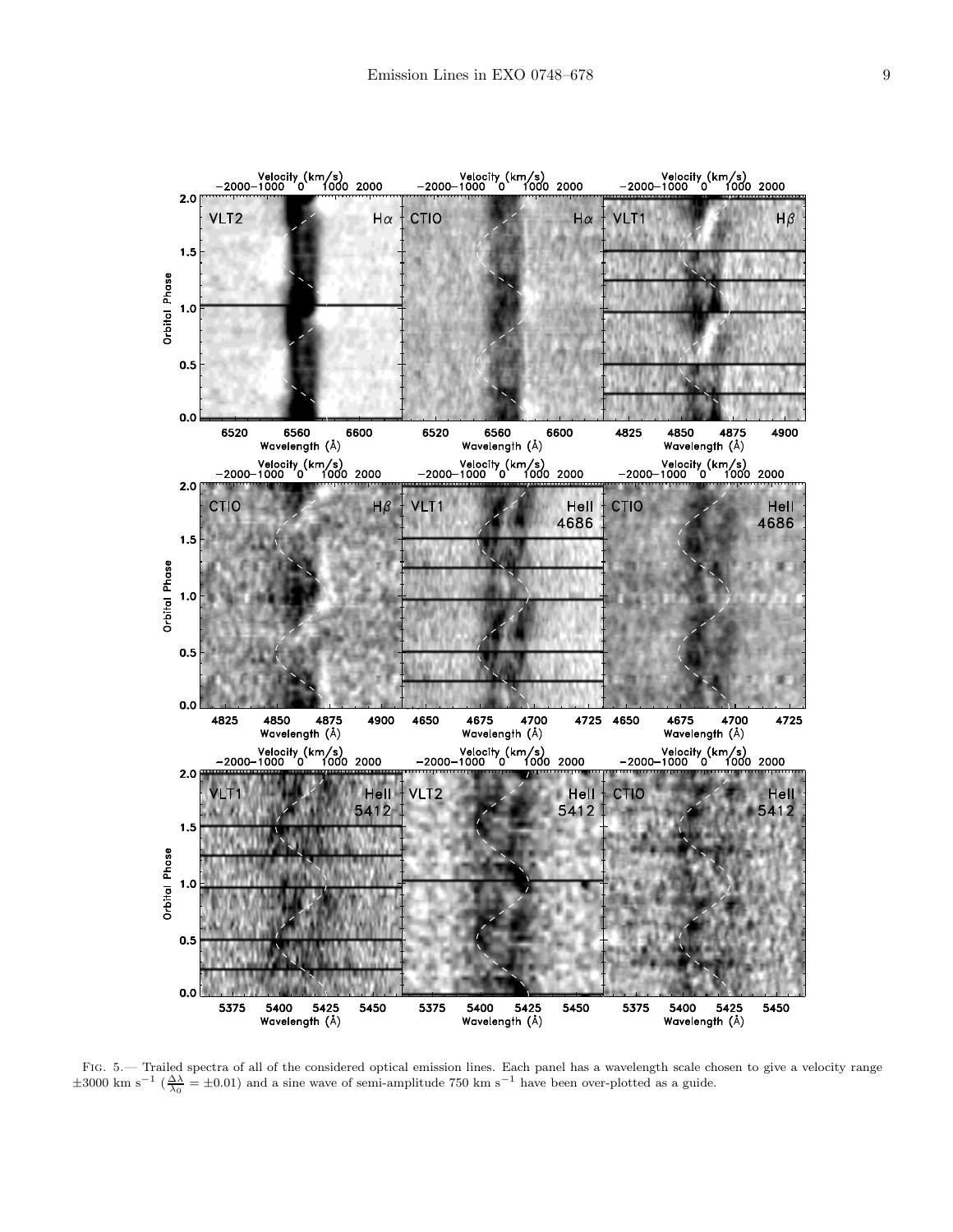FIG. 5.— Trailed spectra of all of the considered optical emission lines. Each panel has a wavelength scale chosen to give a velocity range $\pm 3000$ km s$^{-1}$ ($\frac{\Delta\lambda}{\lambda_0} = \pm 0.01$) and a sine wave of semi-amplitude 750 km s$^{-1}$ have been over-plotted as a guide.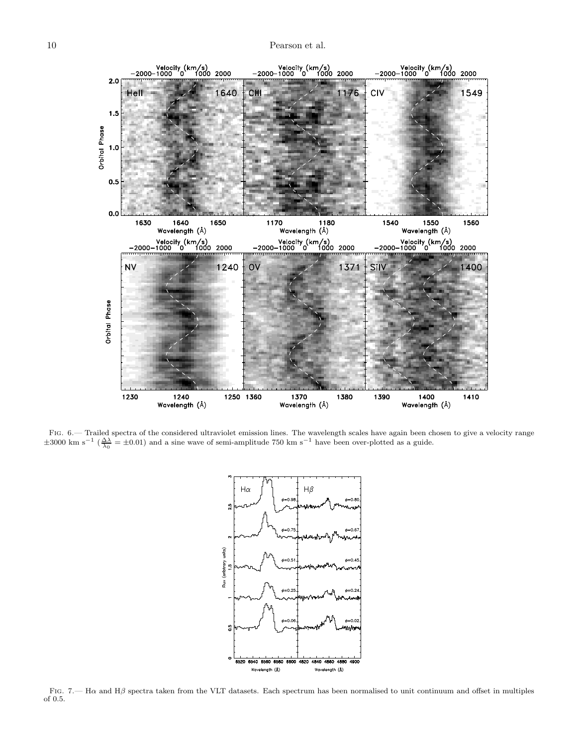Fig. 6.— Trailed spectra of the considered ultraviolet emission lines. The wavelength scales have again been chosen to give a velocity range $\pm 3000$ km s$^{-1}$ ($\frac{\Delta\lambda}{\lambda_0} = \pm 0.01$) and a sine wave of semi-amplitude 750 km s$^{-1}$ have been over-plotted as a guide.

Fig. 7.— H$\alpha$ and H$\beta$ spectra taken from the VLT datasets. Each spectrum has been normalised to unit continuum and offset in multiples of 0.5.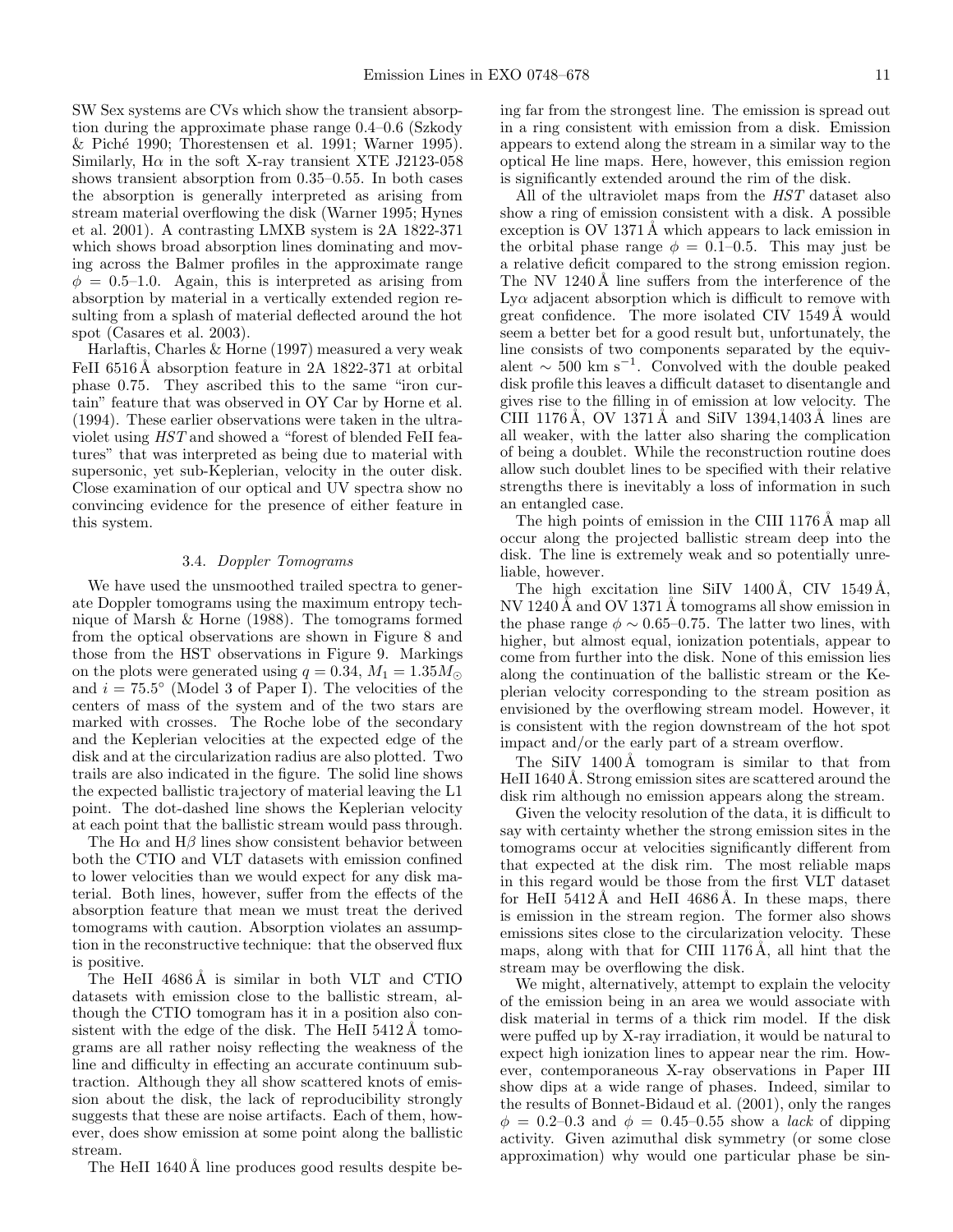SW Sex systems are CVs which show the transient absorption during the approximate phase range 0.4–0.6 (Szkody & Piché 1990; Thorestensen et al. 1991; Warner 1995). Similarly, Hα in the soft X-ray transient XTE J2123-058 shows transient absorption from 0.35–0.55. In both cases the absorption is generally interpreted as arising from stream material overflowing the disk (Warner 1995; Hynes et al. 2001). A contrasting LMXB system is 2A 1822-371 which shows broad absorption lines dominating and moving across the Balmer profiles in the approximate range $\phi = 0.5$–$1.0$. Again, this is interpreted as arising from absorption by material in a vertically extended region resulting from a splash of material deflected around the hot spot (Casares et al. 2003).

Harlaftis, Charles & Horne (1997) measured a very weak FeII 6516 Å absorption feature in 2A 1822-371 at orbital phase 0.75. They ascribed this to the same "iron curtain" feature that was observed in OY Car by Horne et al. (1994). These earlier observations were taken in the ultraviolet using *HST* and showed a "forest of blended FeII features" that was interpreted as being due to material with supersonic, yet sub-Keplerian, velocity in the outer disk. Close examination of our optical and UV spectra show no convincing evidence for the presence of either feature in this system.

### 3.4. *Doppler Tomograms*

We have used the unsmoothed trailed spectra to generate Doppler tomograms using the maximum entropy technique of Marsh & Horne (1988). The tomograms formed from the optical observations are shown in Figure 8 and those from the HST observations in Figure 9. Markings on the plots were generated using $q = 0.34$, $M_1 = 1.35 M_\odot$ and $i = 75.5^\circ$ (Model 3 of Paper I). The velocities of the centers of mass of the system and of the two stars are marked with crosses. The Roche lobe of the secondary and the Keplerian velocities at the expected edge of the disk and at the circularization radius are also plotted. Two trails are also indicated in the figure. The solid line shows the expected ballistic trajectory of material leaving the L1 point. The dot-dashed line shows the Keplerian velocity at each point that the ballistic stream would pass through.

The Hα and Hβ lines show consistent behavior between both the CTIO and VLT datasets with emission confined to lower velocities than we would expect for any disk material. Both lines, however, suffer from the effects of the absorption feature that mean we must treat the derived tomograms with caution. Absorption violates an assumption in the reconstructive technique: that the observed flux is positive.

The HeII 4686 Å is similar in both VLT and CTIO datasets with emission close to the ballistic stream, although the CTIO tomogram has it in a position also consistent with the edge of the disk. The HeII 5412 Å tomograms are all rather noisy reflecting the weakness of the line and difficulty in effecting an accurate continuum subtraction. Although they all show scattered knots of emission about the disk, the lack of reproducibility strongly suggests that these are noise artifacts. Each of them, however, does show emission at some point along the ballistic stream.

The HeII 1640 Å line produces good results despite being far from the strongest line. The emission is spread out in a ring consistent with emission from a disk. Emission appears to extend along the stream in a similar way to the optical He line maps. Here, however, this emission region is significantly extended around the rim of the disk.

All of the ultraviolet maps from the *HST* dataset also show a ring of emission consistent with a disk. A possible exception is OV 1371 Å which appears to lack emission in the orbital phase range $\phi = 0.1$–$0.5$. This may just be a relative deficit compared to the strong emission region. The NV 1240 Å line suffers from the interference of the Lyα adjacent absorption which is difficult to remove with great confidence. The more isolated CIV 1549 Å would seem a better bet for a good result but, unfortunately, the line consists of two components separated by the equivalent $\sim 500$ km s$^{-1}$. Convolved with the double peaked disk profile this leaves a difficult dataset to disentangle and gives rise to the filling in of emission at low velocity. The CIII 1176 Å, OV 1371 Å and SiIV 1394,1403 Å lines are all weaker, with the latter also sharing the complication of being a doublet. While the reconstruction routine does allow such doublet lines to be specified with their relative strengths there is inevitably a loss of information in such an entangled case.

The high points of emission in the CIII 1176 Å map all occur along the projected ballistic stream deep into the disk. The line is extremely weak and so potentially unreliable, however.

The high excitation line SiIV 1400 Å, CIV 1549 Å, NV 1240 Å and OV 1371 Å tomograms all show emission in the phase range $\phi \sim 0.65$–$0.75$. The latter two lines, with higher, but almost equal, ionization potentials, appear to come from further into the disk. None of this emission lies along the continuation of the ballistic stream or the Keplerian velocity corresponding to the stream position as envisioned by the overflowing stream model. However, it is consistent with the region downstream of the hot spot impact and/or the early part of a stream overflow.

The SiIV 1400 Å tomogram is similar to that from HeII 1640 Å. Strong emission sites are scattered around the disk rim although no emission appears along the stream.

Given the velocity resolution of the data, it is difficult to say with certainty whether the strong emission sites in the tomograms occur at velocities significantly different from that expected at the disk rim. The most reliable maps in this regard would be those from the first VLT dataset for HeII 5412 Å and HeII 4686 Å. In these maps, there is emission in the stream region. The former also shows emissions sites close to the circularization velocity. These maps, along with that for CIII 1176 Å, all hint that the stream may be overflowing the disk.

We might, alternatively, attempt to explain the velocity of the emission being in an area we would associate with disk material in terms of a thick rim model. If the disk were puffed up by X-ray irradiation, it would be natural to expect high ionization lines to appear near the rim. However, contemporaneous X-ray observations in Paper III show dips at a wide range of phases. Indeed, similar to the results of Bonnet-Bidaud et al. (2001), only the ranges $\phi = 0.2$–$0.3$ and $\phi = 0.45$–$0.55$ show a *lack* of dipping activity. Given azimuthal disk symmetry (or some close approximation) why would one particular phase be sin-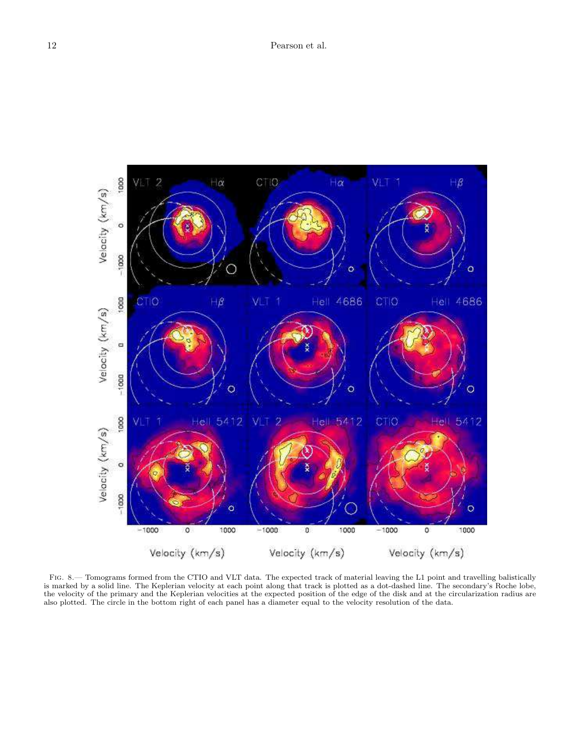Fig. 8.— Tomograms formed from the CTIO and VLT data. The expected track of material leaving the L1 point and travelling balistically is marked by a solid line. The Keplerian velocity at each point along that track is plotted as a dot-dashed line. The secondary's Roche lobe, the velocity of the primary and the Keplerian velocities at the expected position of the edge of the disk and at the circularization radius are also plotted. The circle in the bottom right of each panel has a diameter equal to the velocity resolution of the data.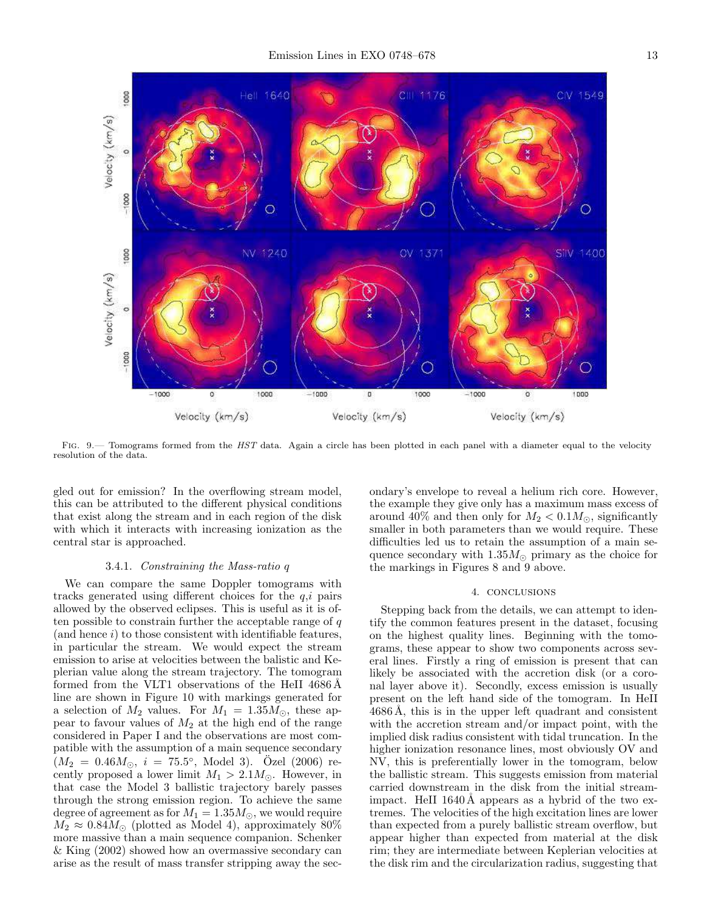FIG. 9.— Tomograms formed from the *HST* data. Again a circle has been plotted in each panel with a diameter equal to the velocity resolution of the data.

gled out for emission? In the overflowing stream model, this can be attributed to the different physical conditions that exist along the stream and in each region of the disk with which it interacts with increasing ionization as the central star is approached.

### 3.4.1. *Constraining the Mass-ratio q*

We can compare the same Doppler tomograms with tracks generated using different choices for the $q$,$i$ pairs allowed by the observed eclipses. This is useful as it is often possible to constrain further the acceptable range of $q$ (and hence $i$) to those consistent with identifiable features, in particular the stream. We would expect the stream emission to arise at velocities between the balistic and Keplerian value along the stream trajectory. The tomogram formed from the VLT1 observations of the HeII 4686 Å line are shown in Figure 10 with markings generated for a selection of $M_2$ values. For $M_1 = 1.35 M_\odot$, these appear to favour values of $M_2$ at the high end of the range considered in Paper I and the observations are most compatible with the assumption of a main sequence secondary ($M_2 = 0.46 M_\odot$, $i = 75.5°$, Model 3). Özel (2006) recently proposed a lower limit $M_1 > 2.1 M_\odot$. However, in that case the Model 3 ballistic trajectory barely passes through the strong emission region. To achieve the same degree of agreement as for $M_1 = 1.35 M_\odot$, we would require $M_2 \approx 0.84 M_\odot$ (plotted as Model 4), approximately 80% more massive than a main sequence companion. Schenker & King (2002) showed how an overmassive secondary can arise as the result of mass transfer stripping away the secondary's envelope to reveal a helium rich core. However, the example they give only has a maximum mass excess of around 40% and then only for $M_2 < 0.1 M_\odot$, significantly smaller in both parameters than we would require. These difficulties led us to retain the assumption of a main sequence secondary with $1.35 M_\odot$ primary as the choice for the markings in Figures 8 and 9 above.

## 4. CONCLUSIONS

Stepping back from the details, we can attempt to identify the common features present in the dataset, focusing on the highest quality lines. Beginning with the tomograms, these appear to show two components across several lines. Firstly a ring of emission is present that can likely be associated with the accretion disk (or a coronal layer above it). Secondly, excess emission is usually present on the left hand side of the tomogram. In HeII 4686 Å, this is in the upper left quadrant and consistent with the accretion stream and/or impact point, with the implied disk radius consistent with tidal truncation. In the higher ionization resonance lines, most obviously OV and NV, this is preferentially lower in the tomogram, below the ballistic stream. This suggests emission from material carried downstream in the disk from the initial stream-impact. HeII 1640 Å appears as a hybrid of the two extremes. The velocities of the high excitation lines are lower than expected from a purely ballistic stream overflow, but appear higher than expected from material at the disk rim; they are intermediate between Keplerian velocities at the disk rim and the circularization radius, suggesting that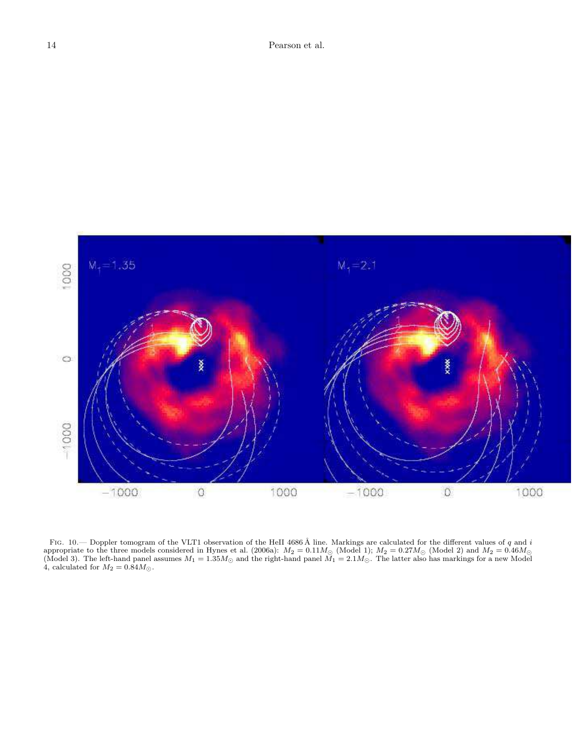FIG. 10.— Doppler tomogram of the VLT1 observation of the HeII 4686 Å line. Markings are calculated for the different values of $q$ and $i$ appropriate to the three models considered in Hynes et al. (2006a): $M_2 = 0.11M_\odot$ (Model 1); $M_2 = 0.27M_\odot$ (Model 2) and $M_2 = 0.46M_\odot$ (Model 3). The left-hand panel assumes $M_1 = 1.35M_\odot$ and the right-hand panel $M_1 = 2.1M_\odot$. The latter also has markings for a new Model 4, calculated for $M_2 = 0.84M_\odot$.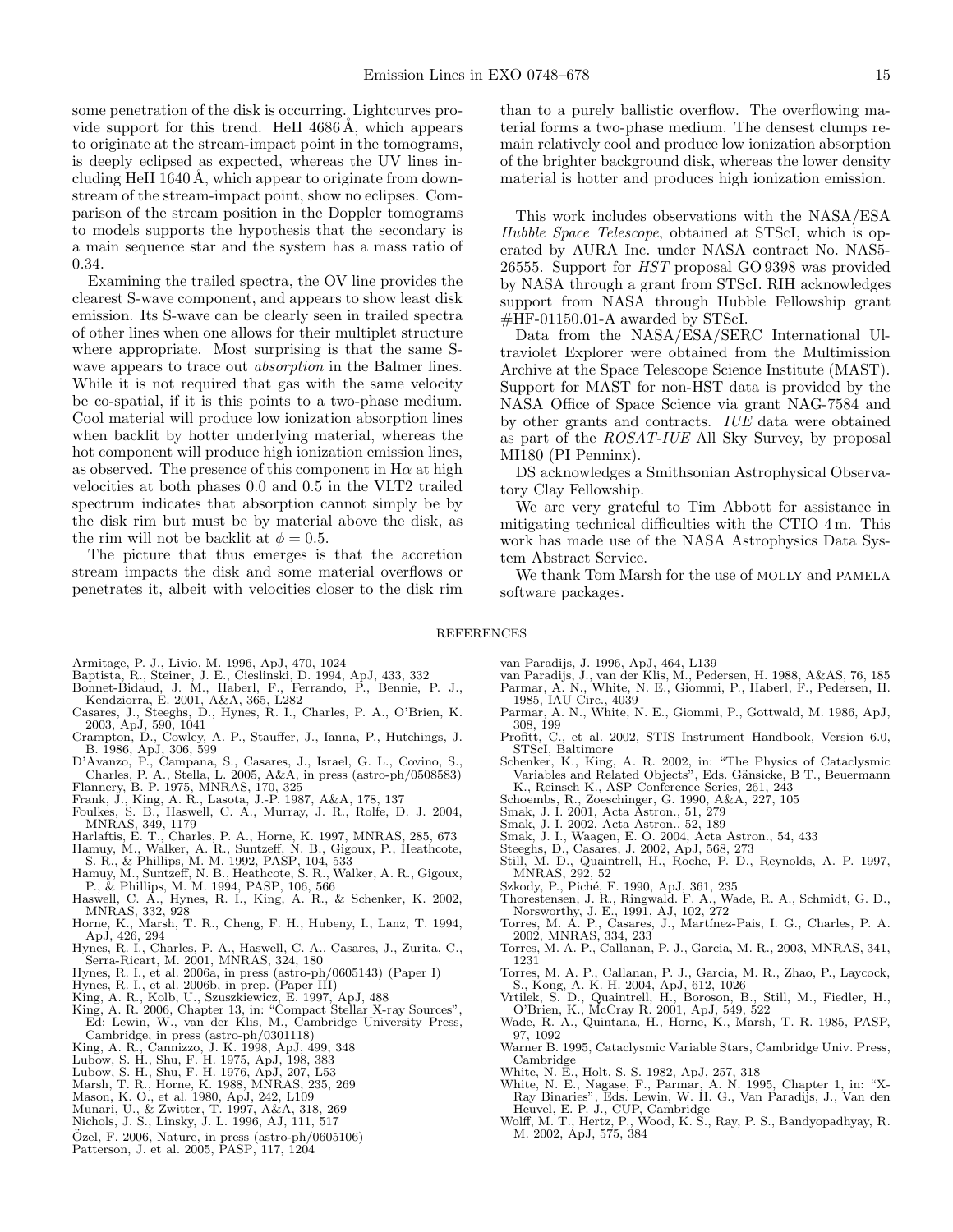some penetration of the disk is occurring. Lightcurves provide support for this trend. HeII 4686 Å, which appears to originate at the stream-impact point in the tomograms, is deeply eclipsed as expected, whereas the UV lines including HeII 1640 Å, which appear to originate from downstream of the stream-impact point, show no eclipses. Comparison of the stream position in the Doppler tomograms to models supports the hypothesis that the secondary is a main sequence star and the system has a mass ratio of 0.34.

Examining the trailed spectra, the OV line provides the clearest S-wave component, and appears to show least disk emission. Its S-wave can be clearly seen in trailed spectra of other lines when one allows for their multiplet structure where appropriate. Most surprising is that the same S-wave appears to trace out *absorption* in the Balmer lines. While it is not required that gas with the same velocity be co-spatial, if it is this points to a two-phase medium. Cool material will produce low ionization absorption lines when backlit by hotter underlying material, whereas the hot component will produce high ionization emission lines, as observed. The presence of this component in H$\alpha$ at high velocities at both phases 0.0 and 0.5 in the VLT2 trailed spectrum indicates that absorption cannot simply be by the disk rim but must be by material above the disk, as the rim will not be backlit at $\phi = 0.5$.

The picture that thus emerges is that the accretion stream impacts the disk and some material overflows or penetrates it, albeit with velocities closer to the disk rim than to a purely ballistic overflow. The overflowing material forms a two-phase medium. The densest clumps remain relatively cool and produce low ionization absorption of the brighter background disk, whereas the lower density material is hotter and produces high ionization emission.

This work includes observations with the NASA/ESA *Hubble Space Telescope*, obtained at STScI, which is operated by AURA Inc. under NASA contract No. NAS5-26555. Support for *HST* proposal GO 9398 was provided by NASA through a grant from STScI. RIH acknowledges support from NASA through Hubble Fellowship grant #HF-01150.01-A awarded by STScI.

Data from the NASA/ESA/SERC International Ultraviolet Explorer were obtained from the Multimission Archive at the Space Telescope Science Institute (MAST). Support for MAST for non-HST data is provided by the NASA Office of Space Science via grant NAG-7584 and by other grants and contracts. *IUE* data were obtained as part of the *ROSAT-IUE* All Sky Survey, by proposal MI180 (PI Penninx).

DS acknowledges a Smithsonian Astrophysical Observatory Clay Fellowship.

We are very grateful to Tim Abbott for assistance in mitigating technical difficulties with the CTIO 4 m. This work has made use of the NASA Astrophysics Data System Abstract Service.

We thank Tom Marsh for the use of MOLLY and PAMELA software packages.

## REFERENCES

Armitage, P. J., Livio, M. 1996, ApJ, 470, 1024
Baptista, R., Steiner, J. E., Cieslinski, D. 1994, ApJ, 433, 332
Bonnet-Bidaud, J. M., Haberl, F., Ferrando, P., Bennie, P. J., Kendziorra, E. 2001, A&A, 365, L282
Casares, J., Steeghs, D., Hynes, R. I., Charles, P. A., O'Brien, K. 2003, ApJ, 590, 1041
Crampton, D., Cowley, A. P., Stauffer, J., Ianna, P., Hutchings, J. B. 1986, ApJ, 306, 599
D'Avanzo, P., Campana, S., Casares, J., Israel, G. L., Covino, S., Charles, P. A., Stella, L. 2005, A&A, in press (astro-ph/0508583)
Flannery, B. P. 1975, MNRAS, 170, 325
Frank, J., King, A. R., Lasota, J.-P. 1987, A&A, 178, 137
Foulkes, S. B., Haswell, C. A., Murray, J. R., Rolfe, D. J. 2004, MNRAS, 349, 1179
Harlaftis, E. T., Charles, P. A., Horne, K. 1997, MNRAS, 285, 673
Hamuy, M., Walker, A. R., Suntzeff, N. B., Gigoux, P., Heathcote, S. R., & Phillips, M. M. 1992, PASP, 104, 533
Hamuy, M., Suntzeff, N. B., Heathcote, S. R., Walker, A. R., Gigoux, P., & Phillips, M. M. 1994, PASP, 106, 566
Haswell, C. A., Hynes, R. I., King, A. R., & Schenker, K. 2002, MNRAS, 332, 928
Horne, K., Marsh, T. R., Cheng, F. H., Hubeny, I., Lanz, T. 1994, ApJ, 426, 294
Hynes, R. I., Charles, P. A., Haswell, C. A., Casares, J., Zurita, C., Serra-Ricart, M. 2001, MNRAS, 324, 180
Hynes, R. I., et al. 2006a, in press (astro-ph/0605143) (Paper I)
Hynes, R. I., et al. 2006b, in prep. (Paper III)
King, A. R., Kolb, U., Szuszkiewicz, E. 1997, ApJ, 488
King, A. R. 2006, Chapter 13, in: "Compact Stellar X-ray Sources", Ed: Lewin, W., van der Klis, M., Cambridge University Press, Cambridge, in press (astro-ph/0301118)
King, A. R., Cannizzo, J. K. 1998, ApJ, 499, 348
Lubow, S. H., Shu, F. H. 1975, ApJ, 198, 383
Lubow, S. H., Shu, F. H. 1976, ApJ, 207, L53
Marsh, T. R., Horne, K. 1988, MNRAS, 235, 269
Mason, K. O., et al. 1980, ApJ, 242, L109
Munari, U., & Zwitter, T. 1997, A&A, 318, 269
Nichols, J. S., Linsky, J. L. 1996, AJ, 111, 517
Özel, F. 2006, Nature, in press (astro-ph/0605106)
Patterson, J. et al. 2005, PASP, 117, 1204
van Paradijs, J. 1996, ApJ, 464, L139
van Paradijs, J., van der Klis, M., Pedersen, H. 1988, A&AS, 76, 185
Parmar, A. N., White, N. E., Giommi, P., Haberl, F., Pedersen, H. 1985, IAU Circ., 4039
Parmar, A. N., White, N. E., Giommi, P., Gottwald, M. 1986, ApJ, 308, 199
Proffitt, C., et al. 2002, STIS Instrument Handbook, Version 6.0, STScI, Baltimore
Schenker, K., King, A. R. 2002, in: "The Physics of Cataclysmic Variables and Related Objects", Eds. Gänsicke, B T., Beuermann K., Reinsch K., ASP Conference Series, 261, 243
Schoembs, R., Zoeschinger, G. 1990, A&A, 227, 105
Smak, J. I. 2001, Acta Astron., 51, 279
Smak, J. I. 2002, Acta Astron., 52, 189
Smak, J. I., Waagen, E. O. 2004, Acta Astron., 54, 433
Steeghs, D., Casares, J. 2002, ApJ, 568, 273
Still, M. D., Quaintrell, H., Roche, P. D., Reynolds, A. P. 1997, MNRAS, 292, 52
Szkody, P., Piché, F. 1990, ApJ, 361, 235
Thorestensen, J. R., Ringwald. F. A., Wade, R. A., Schmidt, G. D., Norsworthy, J. E., 1991, AJ, 102, 272
Torres, M. A. P., Casares, J., Martínez-Pais, I. G., Charles, P. A. 2002, MNRAS, 334, 233
Torres, M. A. P., Callanan, P. J., Garcia, M. R., 2003, MNRAS, 341, 1231
Torres, M. A. P., Callanan, P. J., Garcia, M. R., Zhao, P., Laycock, S., Kong, A. K. H. 2004, ApJ, 612, 1026
Vrtilek, S. D., Quaintrell, H., Boroson, B., Still, M., Fiedler, H., O'Brien, K., McCray R. 2001, ApJ, 549, 522
Wade, R. A., Quintana, H., Horne, K., Marsh, T. R. 1985, PASP, 97, 1092
Warner B. 1995, Cataclysmic Variable Stars, Cambridge Univ. Press, Cambridge
White, N. E., Holt, S. S. 1982, ApJ, 257, 318
White, N. E., Nagase, F., Parmar, A. N. 1995, Chapter 1, in: "X-Ray Binaries", Eds. Lewin, W. H. G., Van Paradijs, J., Van den Heuvel, E. P. J., CUP, Cambridge
Wolff, M. T., Hertz, P., Wood, K. S., Ray, P. S., Bandyopadhyay, R. M. 2002, ApJ, 575, 384